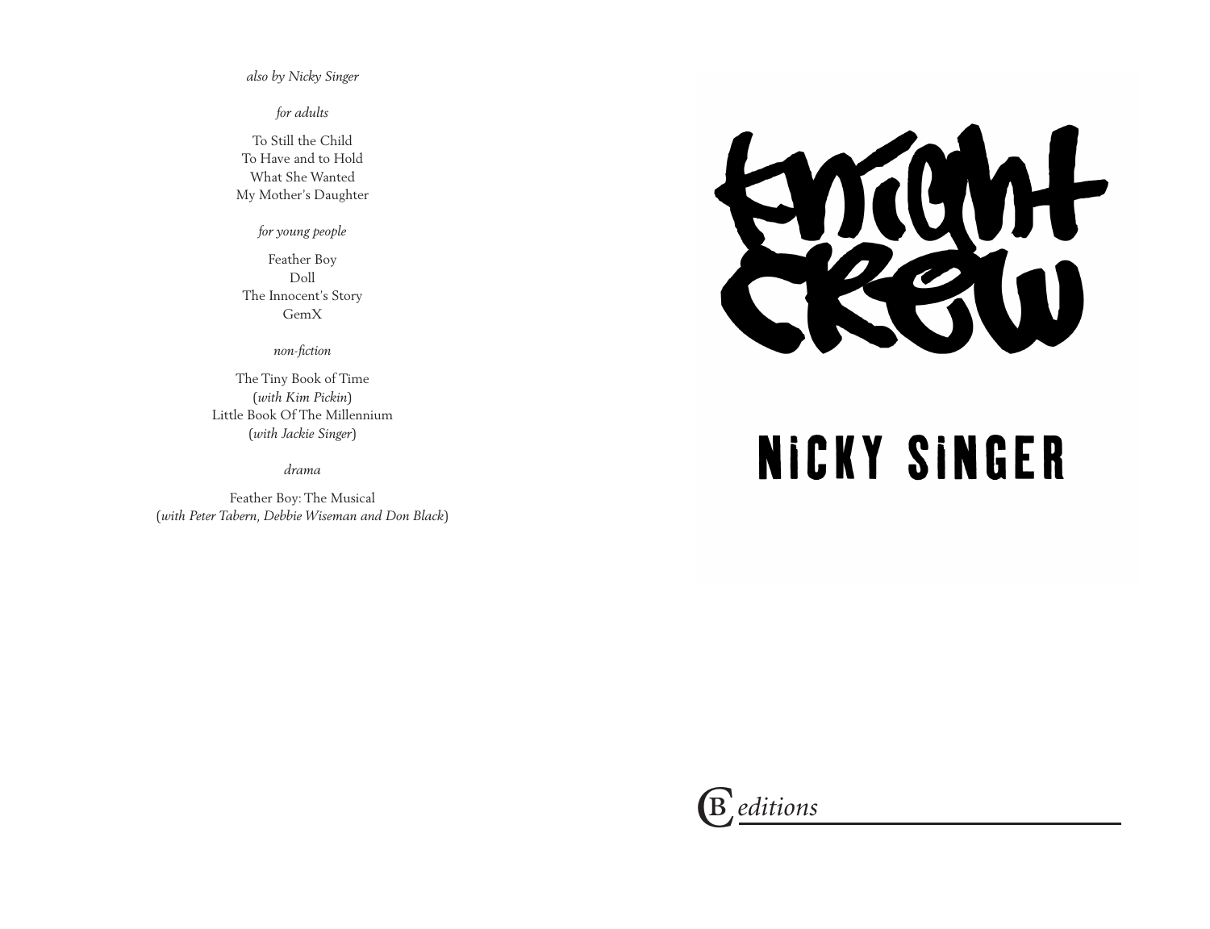*also by Nicky Singer*

*for adults*

To Still the Child
To Have and to Hold
What She Wanted
My Mother's Daughter

*for young people*

Feather Boy
Doll
The Innocent's Story
GemX

*non-fiction*

The Tiny Book of Time
(*with Kim Pickin*)
Little Book Of The Millennium
(*with Jackie Singer*)

*drama*

Feather Boy: The Musical
(*with Peter Tabern, Debbie Wiseman and Don Black*)

# Knight Crew

## NICKY SINGER

CB *editions*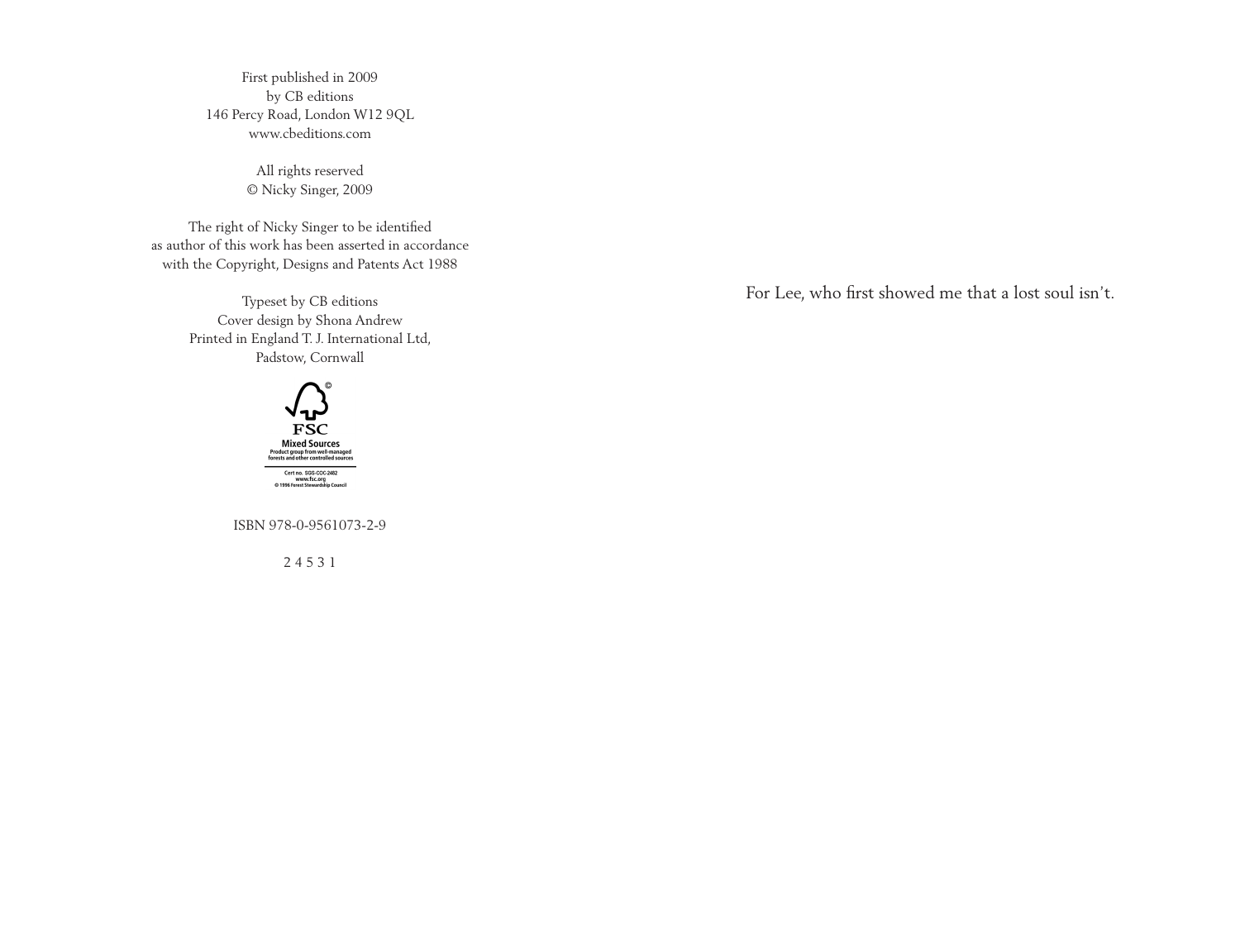First published in 2009
by CB editions
146 Percy Road, London W12 9QL
www.cbeditions.com

All rights reserved
© Nicky Singer, 2009

The right of Nicky Singer to be identified
as author of this work has been asserted in accordance
with the Copyright, Designs and Patents Act 1988

Typeset by CB editions
Cover design by Shona Andrew
Printed in England T. J. International Ltd,
Padstow, Cornwall

FSC
Mixed Sources
Product group from well-managed
forests and other controlled sources
Cert no. SGS-COC-2482
www.fsc.org
© 1996 Forest Stewardship Council

ISBN 978-0-9561073-2-9

2 4 5 3 1

For Lee, who first showed me that a lost soul isn't.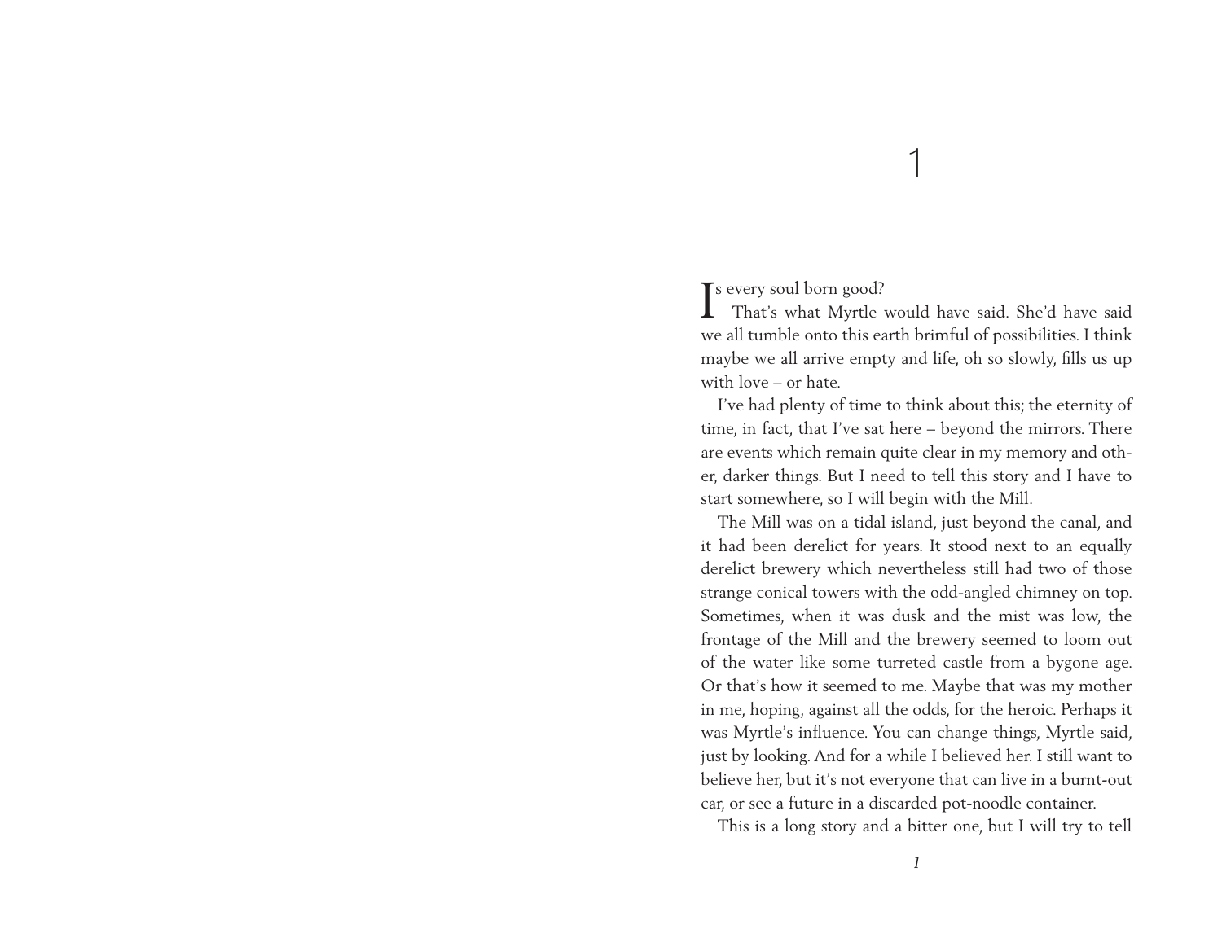# 1

Is every soul born good?

That's what Myrtle would have said. She'd have said we all tumble onto this earth brimful of possibilities. I think maybe we all arrive empty and life, oh so slowly, fills us up with love – or hate.

I've had plenty of time to think about this; the eternity of time, in fact, that I've sat here – beyond the mirrors. There are events which remain quite clear in my memory and other, darker things. But I need to tell this story and I have to start somewhere, so I will begin with the Mill.

The Mill was on a tidal island, just beyond the canal, and it had been derelict for years. It stood next to an equally derelict brewery which nevertheless still had two of those strange conical towers with the odd-angled chimney on top. Sometimes, when it was dusk and the mist was low, the frontage of the Mill and the brewery seemed to loom out of the water like some turreted castle from a bygone age. Or that's how it seemed to me. Maybe that was my mother in me, hoping, against all the odds, for the heroic. Perhaps it was Myrtle's influence. You can change things, Myrtle said, just by looking. And for a while I believed her. I still want to believe her, but it's not everyone that can live in a burnt-out car, or see a future in a discarded pot-noodle container.

This is a long story and a bitter one, but I will try to tell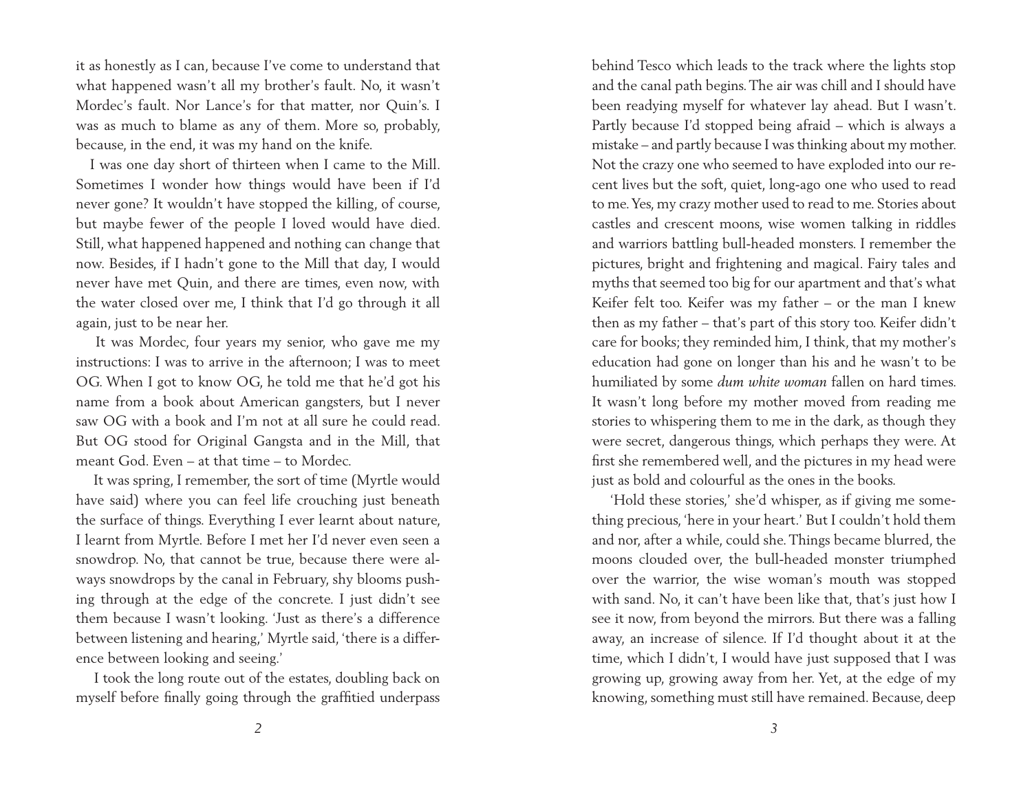it as honestly as I can, because I've come to understand that what happened wasn't all my brother's fault. No, it wasn't Mordec's fault. Nor Lance's for that matter, nor Quin's. I was as much to blame as any of them. More so, probably, because, in the end, it was my hand on the knife.

I was one day short of thirteen when I came to the Mill. Sometimes I wonder how things would have been if I'd never gone? It wouldn't have stopped the killing, of course, but maybe fewer of the people I loved would have died. Still, what happened happened and nothing can change that now. Besides, if I hadn't gone to the Mill that day, I would never have met Quin, and there are times, even now, with the water closed over me, I think that I'd go through it all again, just to be near her.

It was Mordec, four years my senior, who gave me my instructions: I was to arrive in the afternoon; I was to meet OG. When I got to know OG, he told me that he'd got his name from a book about American gangsters, but I never saw OG with a book and I'm not at all sure he could read. But OG stood for Original Gangsta and in the Mill, that meant God. Even – at that time – to Mordec.

It was spring, I remember, the sort of time (Myrtle would have said) where you can feel life crouching just beneath the surface of things. Everything I ever learnt about nature, I learnt from Myrtle. Before I met her I'd never even seen a snowdrop. No, that cannot be true, because there were always snowdrops by the canal in February, shy blooms pushing through at the edge of the concrete. I just didn't see them because I wasn't looking. 'Just as there's a difference between listening and hearing,' Myrtle said, 'there is a difference between looking and seeing.'

I took the long route out of the estates, doubling back on myself before finally going through the graffitied underpass behind Tesco which leads to the track where the lights stop and the canal path begins. The air was chill and I should have been readying myself for whatever lay ahead. But I wasn't. Partly because I'd stopped being afraid – which is always a mistake – and partly because I was thinking about my mother. Not the crazy one who seemed to have exploded into our recent lives but the soft, quiet, long-ago one who used to read to me. Yes, my crazy mother used to read to me. Stories about castles and crescent moons, wise women talking in riddles and warriors battling bull-headed monsters. I remember the pictures, bright and frightening and magical. Fairy tales and myths that seemed too big for our apartment and that's what Keifer felt too. Keifer was my father – or the man I knew then as my father – that's part of this story too. Keifer didn't care for books; they reminded him, I think, that my mother's education had gone on longer than his and he wasn't to be humiliated by some *dum white woman* fallen on hard times. It wasn't long before my mother moved from reading me stories to whispering them to me in the dark, as though they were secret, dangerous things, which perhaps they were. At first she remembered well, and the pictures in my head were just as bold and colourful as the ones in the books.

'Hold these stories,' she'd whisper, as if giving me something precious, 'here in your heart.' But I couldn't hold them and nor, after a while, could she. Things became blurred, the moons clouded over, the bull-headed monster triumphed over the warrior, the wise woman's mouth was stopped with sand. No, it can't have been like that, that's just how I see it now, from beyond the mirrors. But there was a falling away, an increase of silence. If I'd thought about it at the time, which I didn't, I would have just supposed that I was growing up, growing away from her. Yet, at the edge of my knowing, something must still have remained. Because, deep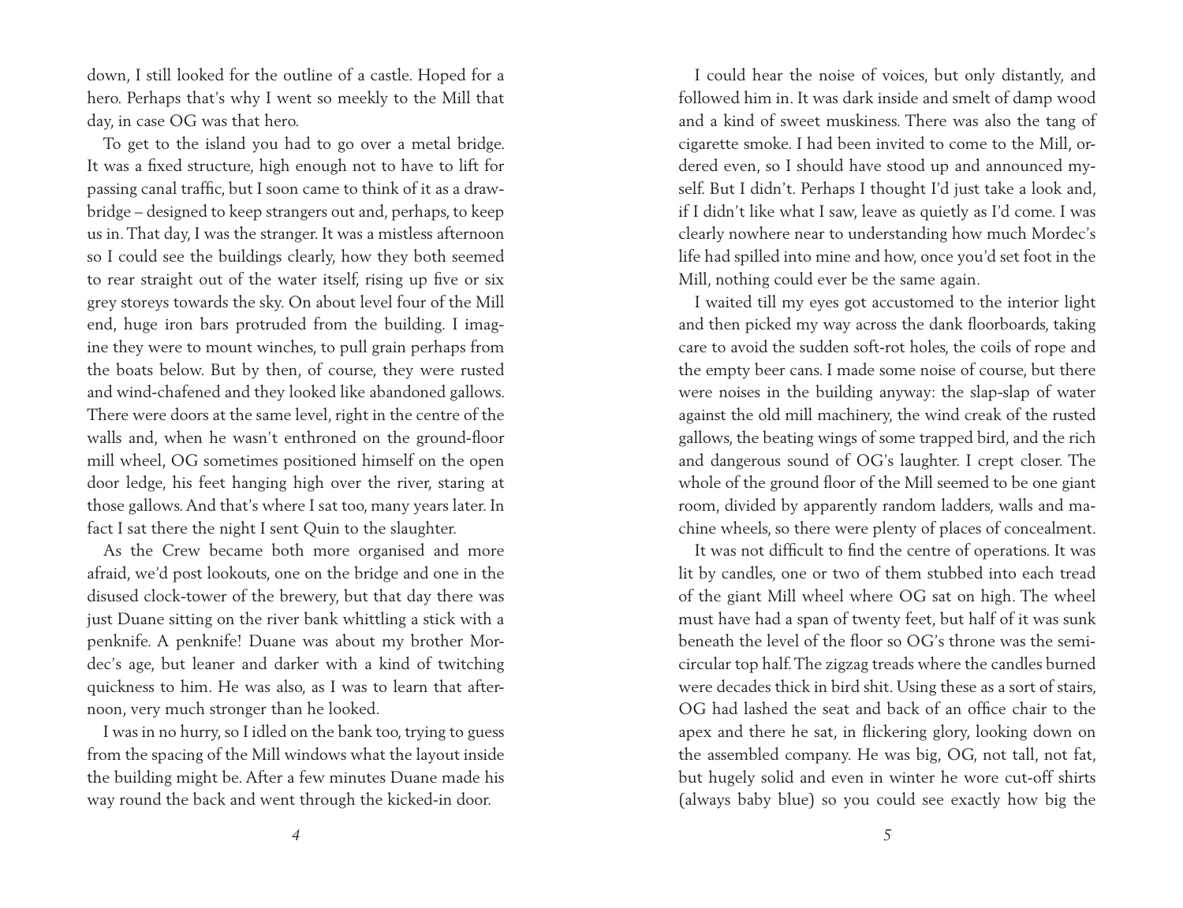down, I still looked for the outline of a castle. Hoped for a hero. Perhaps that's why I went so meekly to the Mill that day, in case OG was that hero.

To get to the island you had to go over a metal bridge. It was a fixed structure, high enough not to have to lift for passing canal traffic, but I soon came to think of it as a drawbridge – designed to keep strangers out and, perhaps, to keep us in. That day, I was the stranger. It was a mistless afternoon so I could see the buildings clearly, how they both seemed to rear straight out of the water itself, rising up five or six grey storeys towards the sky. On about level four of the Mill end, huge iron bars protruded from the building. I imagine they were to mount winches, to pull grain perhaps from the boats below. But by then, of course, they were rusted and wind-chafened and they looked like abandoned gallows. There were doors at the same level, right in the centre of the walls and, when he wasn't enthroned on the ground-floor mill wheel, OG sometimes positioned himself on the open door ledge, his feet hanging high over the river, staring at those gallows. And that's where I sat too, many years later. In fact I sat there the night I sent Quin to the slaughter.

As the Crew became both more organised and more afraid, we'd post lookouts, one on the bridge and one in the disused clock-tower of the brewery, but that day there was just Duane sitting on the river bank whittling a stick with a penknife. A penknife! Duane was about my brother Mordec's age, but leaner and darker with a kind of twitching quickness to him. He was also, as I was to learn that afternoon, very much stronger than he looked.

I was in no hurry, so I idled on the bank too, trying to guess from the spacing of the Mill windows what the layout inside the building might be. After a few minutes Duane made his way round the back and went through the kicked-in door.

I could hear the noise of voices, but only distantly, and followed him in. It was dark inside and smelt of damp wood and a kind of sweet muskiness. There was also the tang of cigarette smoke. I had been invited to come to the Mill, ordered even, so I should have stood up and announced myself. But I didn't. Perhaps I thought I'd just take a look and, if I didn't like what I saw, leave as quietly as I'd come. I was clearly nowhere near to understanding how much Mordec's life had spilled into mine and how, once you'd set foot in the Mill, nothing could ever be the same again.

I waited till my eyes got accustomed to the interior light and then picked my way across the dank floorboards, taking care to avoid the sudden soft-rot holes, the coils of rope and the empty beer cans. I made some noise of course, but there were noises in the building anyway: the slap-slap of water against the old mill machinery, the wind creak of the rusted gallows, the beating wings of some trapped bird, and the rich and dangerous sound of OG's laughter. I crept closer. The whole of the ground floor of the Mill seemed to be one giant room, divided by apparently random ladders, walls and machine wheels, so there were plenty of places of concealment.

It was not difficult to find the centre of operations. It was lit by candles, one or two of them stubbed into each tread of the giant Mill wheel where OG sat on high. The wheel must have had a span of twenty feet, but half of it was sunk beneath the level of the floor so OG's throne was the semicircular top half. The zigzag treads where the candles burned were decades thick in bird shit. Using these as a sort of stairs, OG had lashed the seat and back of an office chair to the apex and there he sat, in flickering glory, looking down on the assembled company. He was big, OG, not tall, not fat, but hugely solid and even in winter he wore cut-off shirts (always baby blue) so you could see exactly how big the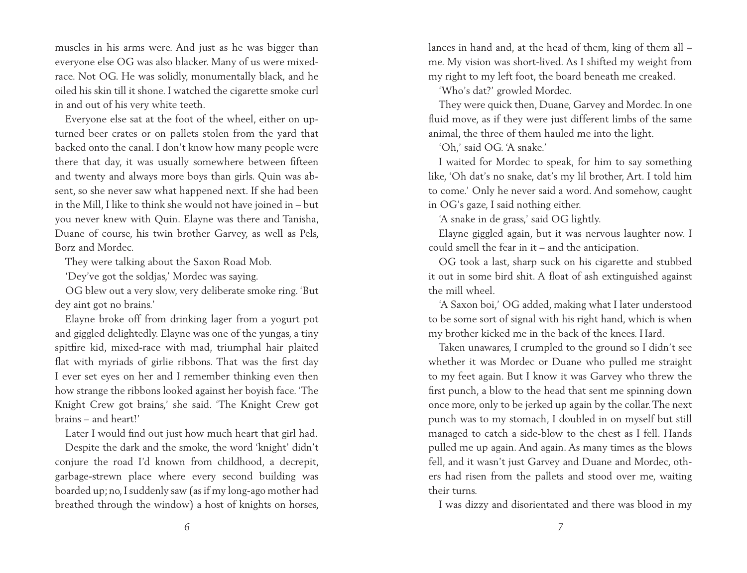muscles in his arms were. And just as he was bigger than everyone else OG was also blacker. Many of us were mixed-race. Not OG. He was solidly, monumentally black, and he oiled his skin till it shone. I watched the cigarette smoke curl in and out of his very white teeth.

Everyone else sat at the foot of the wheel, either on up-turned beer crates or on pallets stolen from the yard that backed onto the canal. I don't know how many people were there that day, it was usually somewhere between fifteen and twenty and always more boys than girls. Quin was absent, so she never saw what happened next. If she had been in the Mill, I like to think she would not have joined in – but you never knew with Quin. Elayne was there and Tanisha, Duane of course, his twin brother Garvey, as well as Pels, Borz and Mordec.

They were talking about the Saxon Road Mob.

'Dey've got the soldjas,' Mordec was saying.

OG blew out a very slow, very deliberate smoke ring. 'But dey aint got no brains.'

Elayne broke off from drinking lager from a yogurt pot and giggled delightedly. Elayne was one of the yungas, a tiny spitfire kid, mixed-race with mad, triumphal hair plaited flat with myriads of girlie ribbons. That was the first day I ever set eyes on her and I remember thinking even then how strange the ribbons looked against her boyish face. 'The Knight Crew got brains,' she said. 'The Knight Crew got brains – and heart!'

Later I would find out just how much heart that girl had.

Despite the dark and the smoke, the word 'knight' didn't conjure the road I'd known from childhood, a decrepit, garbage-strewn place where every second building was boarded up; no, I suddenly saw (as if my long-ago mother had breathed through the window) a host of knights on horses, lances in hand and, at the head of them, king of them all – me. My vision was short-lived. As I shifted my weight from my right to my left foot, the board beneath me creaked.

'Who's dat?' growled Mordec.

They were quick then, Duane, Garvey and Mordec. In one fluid move, as if they were just different limbs of the same animal, the three of them hauled me into the light.

'Oh,' said OG. 'A snake.'

I waited for Mordec to speak, for him to say something like, 'Oh dat's no snake, dat's my lil brother, Art. I told him to come.' Only he never said a word. And somehow, caught in OG's gaze, I said nothing either.

'A snake in de grass,' said OG lightly.

Elayne giggled again, but it was nervous laughter now. I could smell the fear in it – and the anticipation.

OG took a last, sharp suck on his cigarette and stubbed it out in some bird shit. A float of ash extinguished against the mill wheel.

'A Saxon boi,' OG added, making what I later understood to be some sort of signal with his right hand, which is when my brother kicked me in the back of the knees. Hard.

Taken unawares, I crumpled to the ground so I didn't see whether it was Mordec or Duane who pulled me straight to my feet again. But I know it was Garvey who threw the first punch, a blow to the head that sent me spinning down once more, only to be jerked up again by the collar. The next punch was to my stomach, I doubled in on myself but still managed to catch a side-blow to the chest as I fell. Hands pulled me up again. And again. As many times as the blows fell, and it wasn't just Garvey and Duane and Mordec, others had risen from the pallets and stood over me, waiting their turns.

I was dizzy and disorientated and there was blood in my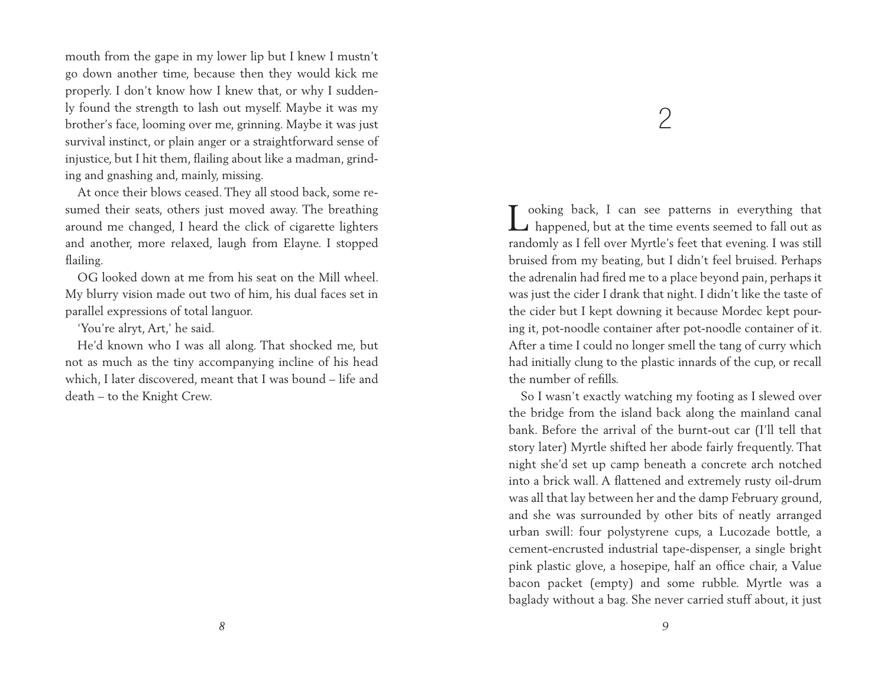mouth from the gape in my lower lip but I knew I mustn't go down another time, because then they would kick me properly. I don't know how I knew that, or why I suddenly found the strength to lash out myself. Maybe it was my brother's face, looming over me, grinning. Maybe it was just survival instinct, or plain anger or a straightforward sense of injustice, but I hit them, flailing about like a madman, grinding and gnashing and, mainly, missing.

At once their blows ceased. They all stood back, some resumed their seats, others just moved away. The breathing around me changed, I heard the click of cigarette lighters and another, more relaxed, laugh from Elayne. I stopped flailing.

OG looked down at me from his seat on the Mill wheel. My blurry vision made out two of him, his dual faces set in parallel expressions of total languor.

'You're alryt, Art,' he said.

He'd known who I was all along. That shocked me, but not as much as the tiny accompanying incline of his head which, I later discovered, meant that I was bound – life and death – to the Knight Crew.

# 2

Looking back, I can see patterns in everything that happened, but at the time events seemed to fall out as randomly as I fell over Myrtle's feet that evening. I was still bruised from my beating, but I didn't feel bruised. Perhaps the adrenalin had fired me to a place beyond pain, perhaps it was just the cider I drank that night. I didn't like the taste of the cider but I kept downing it because Mordec kept pouring it, pot-noodle container after pot-noodle container of it. After a time I could no longer smell the tang of curry which had initially clung to the plastic innards of the cup, or recall the number of refills.

So I wasn't exactly watching my footing as I slewed over the bridge from the island back along the mainland canal bank. Before the arrival of the burnt-out car (I'll tell that story later) Myrtle shifted her abode fairly frequently. That night she'd set up camp beneath a concrete arch notched into a brick wall. A flattened and extremely rusty oil-drum was all that lay between her and the damp February ground, and she was surrounded by other bits of neatly arranged urban swill: four polystyrene cups, a Lucozade bottle, a cement-encrusted industrial tape-dispenser, a single bright pink plastic glove, a hosepipe, half an office chair, a Value bacon packet (empty) and some rubble. Myrtle was a baglady without a bag. She never carried stuff about, it just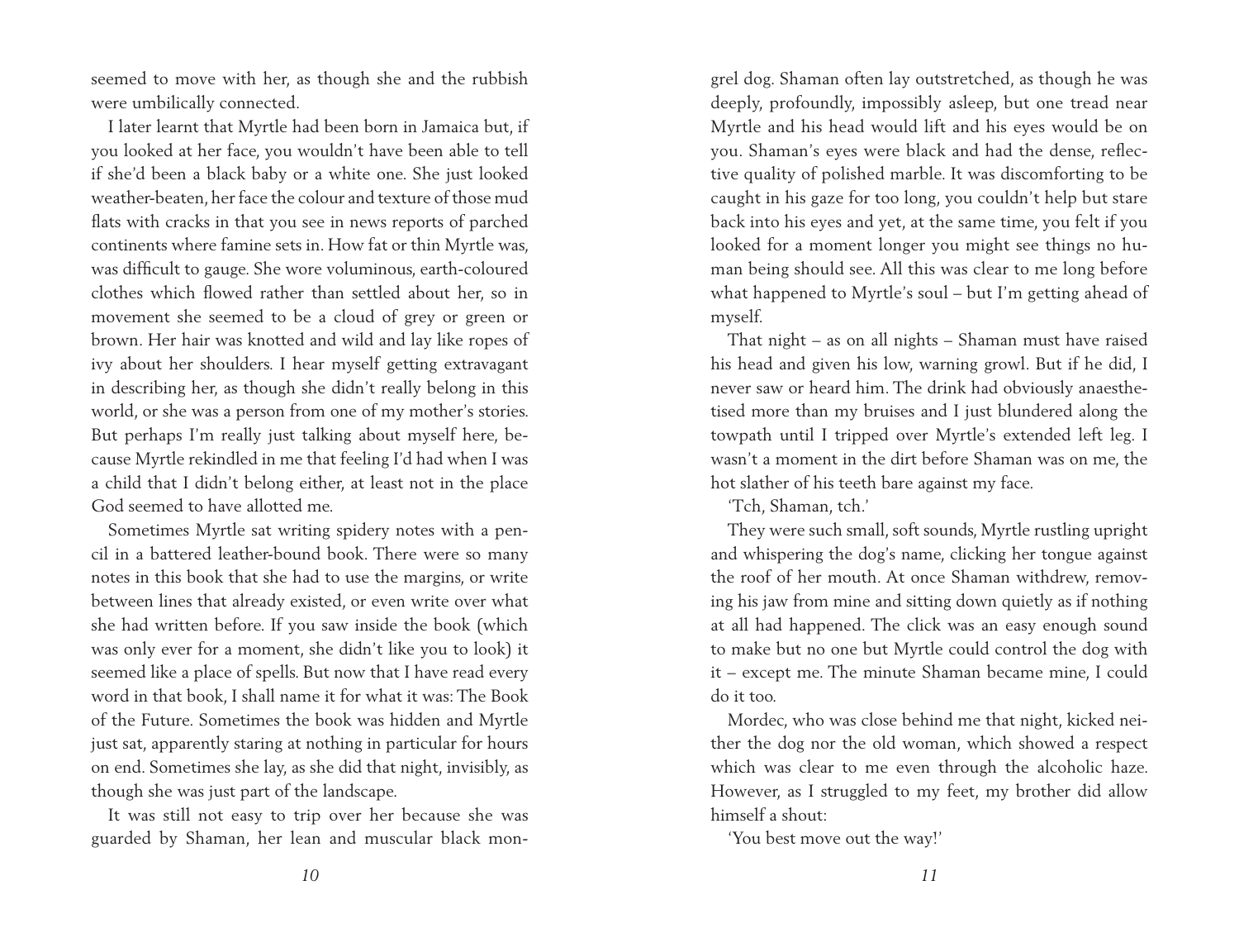seemed to move with her, as though she and the rubbish were umbilically connected.

I later learnt that Myrtle had been born in Jamaica but, if you looked at her face, you wouldn't have been able to tell if she'd been a black baby or a white one. She just looked weather-beaten, her face the colour and texture of those mud flats with cracks in that you see in news reports of parched continents where famine sets in. How fat or thin Myrtle was, was difficult to gauge. She wore voluminous, earth-coloured clothes which flowed rather than settled about her, so in movement she seemed to be a cloud of grey or green or brown. Her hair was knotted and wild and lay like ropes of ivy about her shoulders. I hear myself getting extravagant in describing her, as though she didn't really belong in this world, or she was a person from one of my mother's stories. But perhaps I'm really just talking about myself here, because Myrtle rekindled in me that feeling I'd had when I was a child that I didn't belong either, at least not in the place God seemed to have allotted me.

Sometimes Myrtle sat writing spidery notes with a pencil in a battered leather-bound book. There were so many notes in this book that she had to use the margins, or write between lines that already existed, or even write over what she had written before. If you saw inside the book (which was only ever for a moment, she didn't like you to look) it seemed like a place of spells. But now that I have read every word in that book, I shall name it for what it was: The Book of the Future. Sometimes the book was hidden and Myrtle just sat, apparently staring at nothing in particular for hours on end. Sometimes she lay, as she did that night, invisibly, as though she was just part of the landscape.

It was still not easy to trip over her because she was guarded by Shaman, her lean and muscular black mongrel dog. Shaman often lay outstretched, as though he was deeply, profoundly, impossibly asleep, but one tread near Myrtle and his head would lift and his eyes would be on you. Shaman's eyes were black and had the dense, reflective quality of polished marble. It was discomforting to be caught in his gaze for too long, you couldn't help but stare back into his eyes and yet, at the same time, you felt if you looked for a moment longer you might see things no human being should see. All this was clear to me long before what happened to Myrtle's soul – but I'm getting ahead of myself.

That night – as on all nights – Shaman must have raised his head and given his low, warning growl. But if he did, I never saw or heard him. The drink had obviously anaesthetised more than my bruises and I just blundered along the towpath until I tripped over Myrtle's extended left leg. I wasn't a moment in the dirt before Shaman was on me, the hot slather of his teeth bare against my face.

'Tch, Shaman, tch.'

They were such small, soft sounds, Myrtle rustling upright and whispering the dog's name, clicking her tongue against the roof of her mouth. At once Shaman withdrew, removing his jaw from mine and sitting down quietly as if nothing at all had happened. The click was an easy enough sound to make but no one but Myrtle could control the dog with it – except me. The minute Shaman became mine, I could do it too.

Mordec, who was close behind me that night, kicked neither the dog nor the old woman, which showed a respect which was clear to me even through the alcoholic haze. However, as I struggled to my feet, my brother did allow himself a shout:

'You best move out the way!'